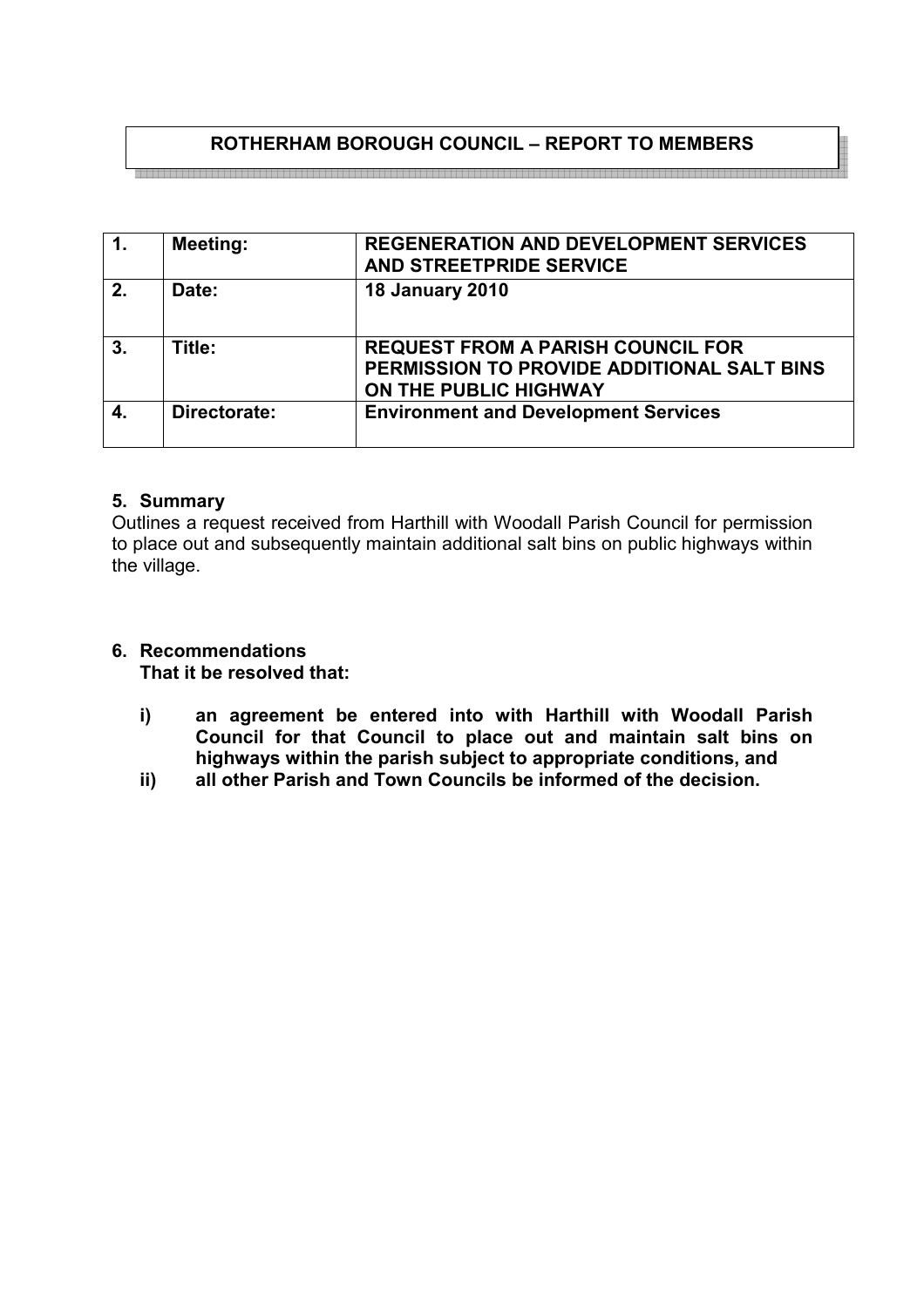# ROTHERHAM BOROUGH COUNCIL – REPORT TO MEMBERS

| 1. | Meeting: | REGENERATION AND DEVELOPMENT SERVICES AND STREETPRIDE SERVICE |
|---|---|---|
| 2. | Date: | 18 January 2010 |
| 3. | Title: | REQUEST FROM A PARISH COUNCIL FOR PERMISSION TO PROVIDE ADDITIONAL SALT BINS ON THE PUBLIC HIGHWAY |
| 4. | Directorate: | Environment and Development Services |

## 5. Summary

Outlines a request received from Harthill with Woodall Parish Council for permission to place out and subsequently maintain additional salt bins on public highways within the village.

## 6. Recommendations

**That it be resolved that:**

- **i) an agreement be entered into with Harthill with Woodall Parish Council for that Council to place out and maintain salt bins on highways within the parish subject to appropriate conditions, and**
- **ii) all other Parish and Town Councils be informed of the decision.**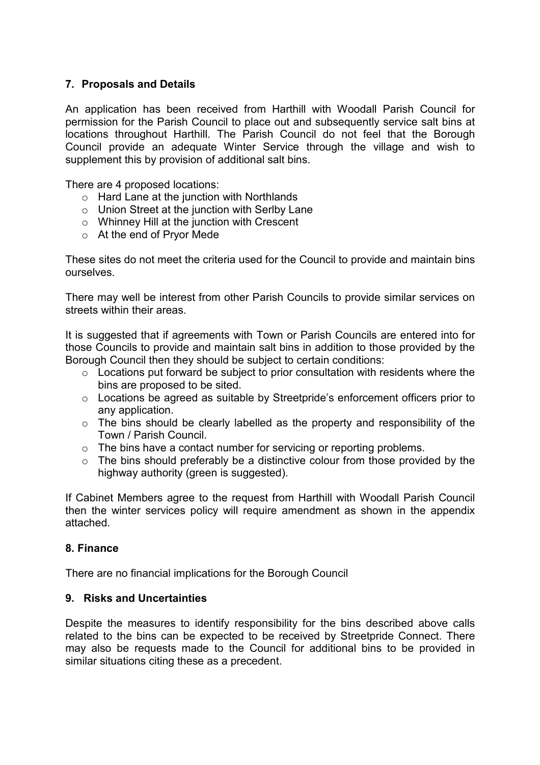## 7. Proposals and Details

An application has been received from Harthill with Woodall Parish Council for permission for the Parish Council to place out and subsequently service salt bins at locations throughout Harthill. The Parish Council do not feel that the Borough Council provide an adequate Winter Service through the village and wish to supplement this by provision of additional salt bins.

There are 4 proposed locations:

- Hard Lane at the junction with Northlands
- Union Street at the junction with Serlby Lane
- Whinney Hill at the junction with Crescent
- At the end of Pryor Mede

These sites do not meet the criteria used for the Council to provide and maintain bins ourselves.

There may well be interest from other Parish Councils to provide similar services on streets within their areas.

It is suggested that if agreements with Town or Parish Councils are entered into for those Councils to provide and maintain salt bins in addition to those provided by the Borough Council then they should be subject to certain conditions:

- Locations put forward be subject to prior consultation with residents where the bins are proposed to be sited.
- Locations be agreed as suitable by Streetpride's enforcement officers prior to any application.
- The bins should be clearly labelled as the property and responsibility of the Town / Parish Council.
- The bins have a contact number for servicing or reporting problems.
- The bins should preferably be a distinctive colour from those provided by the highway authority (green is suggested).

If Cabinet Members agree to the request from Harthill with Woodall Parish Council then the winter services policy will require amendment as shown in the appendix attached.

## 8. Finance

There are no financial implications for the Borough Council

## 9. Risks and Uncertainties

Despite the measures to identify responsibility for the bins described above calls related to the bins can be expected to be received by Streetpride Connect. There may also be requests made to the Council for additional bins to be provided in similar situations citing these as a precedent.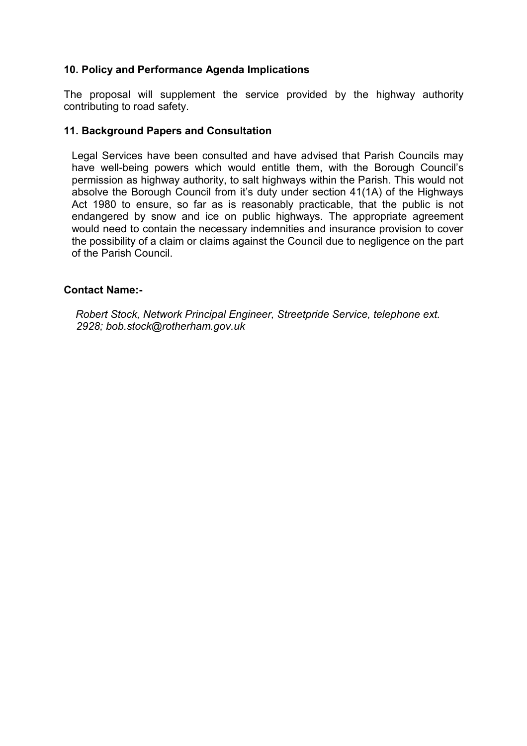### 10. Policy and Performance Agenda Implications

The proposal will supplement the service provided by the highway authority contributing to road safety.

### 11. Background Papers and Consultation

Legal Services have been consulted and have advised that Parish Councils may have well-being powers which would entitle them, with the Borough Council's permission as highway authority, to salt highways within the Parish. This would not absolve the Borough Council from it's duty under section 41(1A) of the Highways Act 1980 to ensure, so far as is reasonably practicable, that the public is not endangered by snow and ice on public highways. The appropriate agreement would need to contain the necessary indemnities and insurance provision to cover the possibility of a claim or claims against the Council due to negligence on the part of the Parish Council.

### Contact Name:-

*Robert Stock, Network Principal Engineer, Streetpride Service, telephone ext. 2928; bob.stock@rotherham.gov.uk*